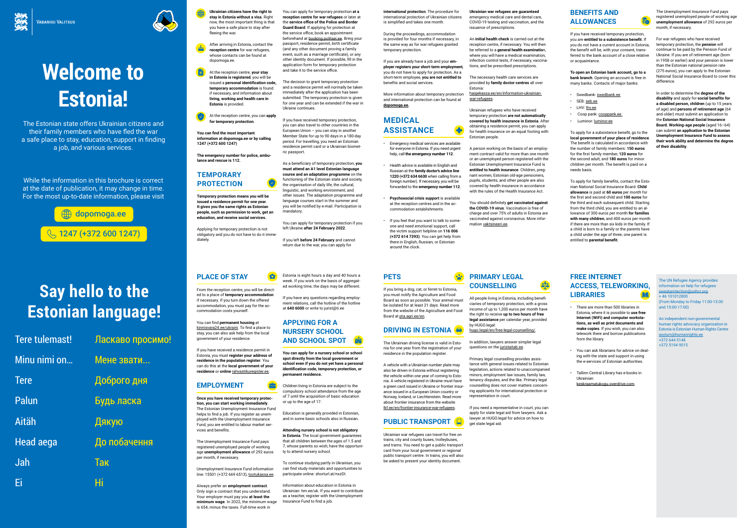VABARIIGI VALITSUS

# Welcome to Estonia!

The Estonian state offers Ukrainian citizens and their family members who have fled the war a safe place to stay, education, support in finding a job, and various services.

While the information in this brochure is correct at the date of publication, it may change in time. For the most up-to-date information, please visit

dopomoga.ee

1247 (+372 600 1247)

**Ukrainian citizens have the right to stay in Estonia without a visa.** Right now, the most important thing is that you have a safe place to stay after fleeing the war.

After arriving in Estonia, contact the **reception centre** for war refugees, whose contacts can be found at dopomoga.ee.

At the reception centre, **your stay in Estonia is registered**, you will be issued a **personal identification code, temporary accommodation** is found if necessary, and information about **living, working and health care in Estonia** is provided.

At the reception centre, you can **apply for temporary protection**.

**You can find the most important information at dopomoga.ee or by calling 1247 (+372 600 1247)**

**The emergency number for police, ambulance and rescue is 112.**

## TEMPORARY PROTECTION

**Temporary protection means you will be issued a residence permit for one year. It gives you the same rights as Estonian people, such as permission to work, get an education, and receive social services.**

Applying for temporary protection is not obligatory and you do not have to do it immediately.

You can apply for temporary protection **at a reception centre for war refugees** or later at the **service office of the Police and Border Guard Board**. If applying for protection at the service office, book an appointment beforehand at booking.politsei.ee. Bring your passport, residence permit, birth certificate (and any other document proving a family event, such as a marriage certificate), or any other identity document. If possible, fill in the application form for temporary protection and take it to the service office.

The decision to grant temporary protection and a residence permit will normally be taken immediately after the application has been submitted. The temporary protection is given for one year and can be extended if the war in Ukraine continues.

If you have received temporary protection, you can also travel to other countries in the European Union – you can stay in another Member State for up to 90 days in a 180-day period. For travelling, you need an Estonian residence permit card or a Ukrainian biometric passport.

As a beneficiary of temporary protection, **you must attend an A1 level Estonian language course and an adaptation programme** on the functioning of the Estonian state and society, the organisation of daily life, the cultural, linguistic, and working environment, and other issues. The adaptation programme and language courses start in the summer and you will be notified by e-mail. Participation is mandatory.

You can apply for temporary protection if you left Ukraine **after 24 February 2022**.

If you left **before 24 February** and cannot return due to the war, you can apply for **international protection**. The procedure for international protection of Ukrainian citizens is simplified and takes one month.

During the proceedings, accommodation is provided for four months if necessary, in the same way as for war refugees granted temporary protection.

If you are already have a job and your **employer registers your short-term employment**, you do not have to apply for protection. As a short-term employee, **you are not entitled to** benefits and social services.

More information about temporary protection and international protection can be found at **dopomoga.ee**.

## MEDICAL ASSISTANCE

- Emergency medical services are available for everyone in Estonia. If you need urgent help, call **the emergency number 112**.
- Health advice is available in English and Russian at the **family doctor's advice line 1220 (+372 634 6630** when calling from a foreign number). If necessary, you will be forwarded to the **emergency number 112**.
- **Psychosocial crisis support** is available at the reception centres and in the accommodation establishments.
- If you feel that you want to talk to someone and need emotional support, call the victim support helpline on **116 006 (+372 614 7393)**. You can get help from there in English, Russian, or Estonian around the clock.

**Ukrainian war refugees are guaranteed** emergency medical care and dental care, COVID-19 testing and vaccination, and the issuance of prescriptions.

An **initial health check** is carried out at the reception centre, if necessary. You will then be referred to a **general health examination**, where you will have a medical examination, infection control tests, if necessary, vaccinations, and be prescribed prescriptions.

The necessary health care services are provided by **family doctor centres** all over Estonia: haigekassa.ee/en/information-ukrainian-war-refugees.

Ukrainian refugees who have received temporary protection **are not automatically covered by health insurance in Estonia**. After obtaining a residence permit, you can apply for health insurance on an equal footing with Estonian people.

A person working on the basis of an employment contract valid for more than one month or an unemployed person registered with the Estonian Unemployment Insurance Fund is **entitled to health insurance**. Children, pregnant women, Estonian old-age pensioners, pupils, students, and other people are also covered by health insurance in accordance with the rules of the Health Insurance Act.

You should definitely **get vaccinated against the COVID-19 virus**. Vaccination is free of charge and over 75% of adults in Estonia are vaccinated against coronavirus. More information vaktsineeri.ee.

## BENEFITS AND ALLOWANCES

If you have received temporary protection, you are **entitled to a subsistence benefit**. If you do not have a current account in Estonia, the benefit will be, with your consent, transferred to the bank account of a close relative or acquaintance.

**To open an Estonian bank account, go to a bank branch**. Opening an account is free in many banks. Contacts of major banks:

- Swedbank: swedbank.ee
- SEB: seb.ee
- LHV: lhv.ee
- Coop pank: cooppank.ee
- Luminor: luminor.ee

To apply for a subsistence benefit, go to the **local government of your place of residence**. The benefit is calculated in accordance with the number of family members: **150 euros** for the first family member, **120 euros** for the second adult, and **180 euros** for minor children per month. The benefit is paid on a needs basis.

To apply for family benefits, contact the Estonian National Social Insurance Board. **Child allowance** is paid at **60 euros** per month for the first and second child and **100 euros** for the third and each subsequent child. Starting from the third child, you are entitled to an allowance of 300 euros per month **for families with many children**, and 400 euros per month if there are more than six kids in the family. If a child is born to a family or the parents have a child under the age of three, one parent is entitled to **parental benefit**.

The Unemployment Insurance Fund pays registered unemployed people of working age **unemployment allowance** of 292 euros per month, if necessary.

For war refugees who have received temporary protection, the **pension** will continue to be paid by the Pension Fund of Ukraine. If you are of retirement age (born in 1958 or earlier) and your pension is lower than the Estonian national pension rate (275 euros), you can apply to the Estonian National Social Insurance Board to cover this difference.

In order to determine the **degree of the disability** and apply for **social benefits for a disabled person, children** (up to 15 years of age) and **persons of retirement age** (64 and older) must submit an application to the **Estonian National Social Insurance Board. Working-age people** (aged 16–64) can submit **an application to the Estonian Unemployment Insurance Fund to assess their work ability and determine the degree of their disability**.

# Say hello to the Estonian language!

| | |
|---|---|
| Tere tulemast! | Ласкаво просимо! |
| Minu nimi on... | Мене звати... |
| Tere | Доброго дня |
| Palun | Будь ласка |
| Aitäh | Дякую |
| Head aega | До побачення |
| Jah | Так |
| Ei | Ні |

## PLACE OF STAY

From the reception centre, you will be directed to a place of **temporary accommodation** if necessary. If you turn down the offered accommodation, you must pay for the accommodation costs yourself.

You can find **permanent housing** at kinnisvara24.ee/ukrain. To find a place to stay, you can also ask help from the local government of your residence.

If you have received a residence permit in Estonia, you must **register your address of residence in the population register**. You can do this at the **local government of your residence** or **online** rahvastikuregister.ee.

## EMPLOYMENT

**Once you have received temporary protection, you can start working immediately**. The Estonian Unemployment Insurance Fund helps to find a job. If you register as unemployed with the Unemployment Insurance Fund, you are entitled to labour market services and benefits.

The Unemployment Insurance Fund pays registered unemployed people of working age **unemployment allowance** of 292 euros per month, if necessary.

Unemployment Insurance Fund information line: 15501 (+372 669 6513), tootukassa.ee.

Always prefer an **employment contract**. Only sign a contract that you understand. Your employer must pay you **at least the minimum wage**. In 2022, the minimum wage is 654, minus the taxes. Full-time work in Estonia is eight hours a day and 40 hours a week. If you work on the basis of aggregated working time, the days may be different.

If you have any questions regarding employment relations, call the hotline of the hotline at **640 6000** or write to jurist@ti.ee

## APPLYING FOR A NURSERY SCHOOL AND SCHOOL SPOT

**You can apply for a nursery school or school spot directly from the local government or school even if you do not yet have a personal identification code, temporary protection, or permanent residence.**

Children living in Estonia are subject to the compulsory school attendance from the age of 7 until the acquisition of basic education or up to the age of 17.

Education is generally provided in Estonian, and in some basic schools also in Russian.

**Attending nursery school is not obligatory in Estonia**. The local government guarantees that all children between the ages of 1.5 and 7, whose parents so wish, have the opportunity to attend nursery school.

To continue studying partly in Ukrainian, you can find study materials and opportunities to participate online: shorturl.at/nxzDI.

Information about education in Estonia in Ukrainian: hm.ee/uk. If you want to contribute as a teacher, register with the Unemployment Insurance Fund to find a job.

## PETS

If you bring a dog, cat, or ferret to Estonia, you must notify the Agriculture and Food Board as soon as possible. Your animal must be isolated for at least 21 days. Read more from the website of the Agriculture and Food Board at pta.agri.ee/en.

## DRIVING IN ESTONIA

The Ukrainian driving license is valid in Estonia for one year from the registration of your residence in the population register.

A vehicle with a Ukrainian number plate may also be driven in Estonia without registering the vehicle within one year of coming to Estonia. A vehicle registered in Ukraine must have a green card issued in Ukraine or frontier insurance issued in a European Union country or Norway, Iceland, or Liechtenstein. Read more about frontier insurance from the website lkf.ee/en/frontier-insurance-war-refugees.

## PUBLIC TRANSPORT

Ukrainian war refugees can travel for free on trains, city and county buses, trolleybuses, and trams. You need to get a public transport card from your local government or regional public transport centre. In trains, you will also be asked to present your identity document.

## PRIMARY LEGAL COUNSELLING

All people living in Estonia, including beneficiaries of temporary protection, with a gross income of up to 1,200 euros per month have the right to receive **up to two hours of free legal assistance** per calendar year, provided by HUGO.legal: hugo.legal/en/free-legal-counselling/.

In addition, lawyers answer simpler legal questions on the juristaitab.ee.

Primary legal counselling provides assistance with general issues related to Estonian legislation, actions related to unaccompanied minors, employment law issues, family law, tenancy disputes, and the like. Primary legal counselling does not cover matters concerning applicants for international protection or representation in court.

If you need a representative in court, you can apply for state legal aid from lawyers. Ask a lawyer at HUGO.legal for advice on how to get state legal aid.

## FREE INTERNET ACCESS, TELEWORKING, LIBRARIES

- There are more than 500 libraries in Estonia, where it is possible to **use free Internet (WiFi) and computer workstations, as well as print documents and make copies**. If you wish, you can also telework there and borrow publications from the library.
- You can ask librarians for advice on dealing with the state and support in using the e-services of Estonian authorities.
- Tallinn Central Library has e-books in Ukrainian: keskraamatukogu.overdrive.com.

The UN Refugee Agency provides information on help for refugees swestprotection@unhcr.org
+ 46 101012800
(From Monday to Friday 11:00-13:00 and 15:00-17:00)

An independent non-governmental human rights advocacy organisation in Estonia is Estonian Human Rights Centre
asylum@humanrights.ee
+372 644 5148
+372 5194 9015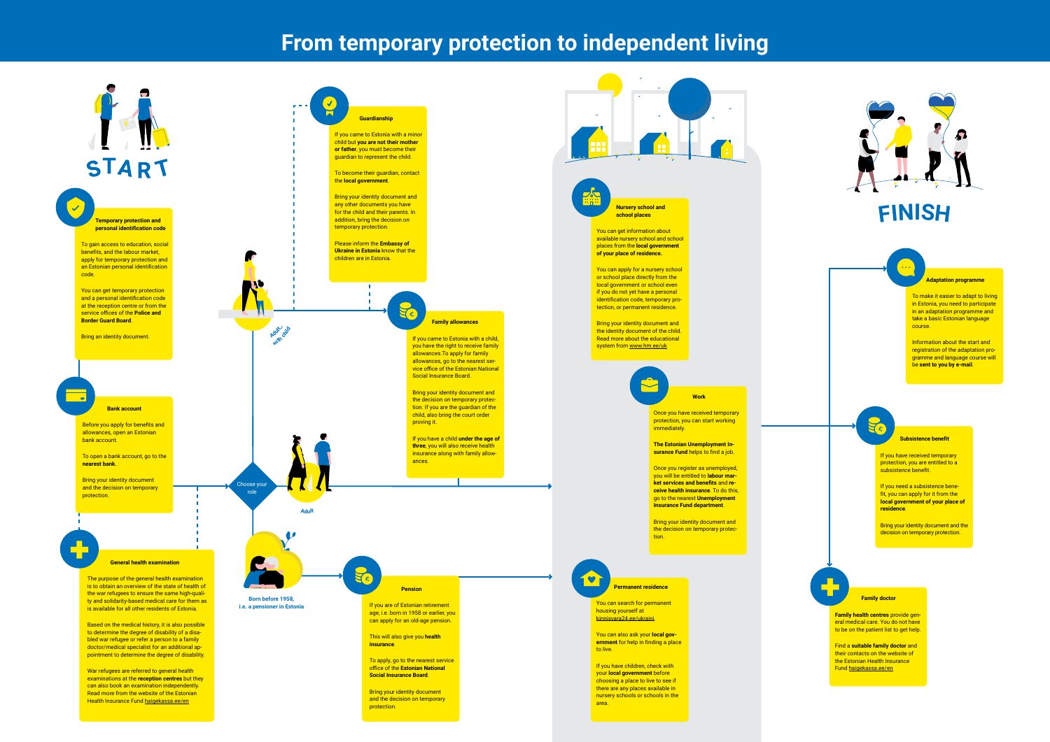# From temporary protection to independent living

START

## Temporary protection and personal identification code

To gain access to education, social benefits, and the labour market, apply for temporary protection and an Estonian personal identification code.

You can get temporary protection and a personal identification code at the reception centre or from the service offices of the **Police and Border Guard Board**.

Bring an identity document.

## Bank account

Before you apply for benefits and allowances, open an Estonian bank account.

To open a bank account, go to the **nearest bank.**

Bring your identity document and the decision on temporary protection.

## General health examination

The purpose of the general health examination is to obtain an overview of the state of health of the war refugees to ensure the same high-quality and solidarity-based medical care for them as is available for all other residents of Estonia.

Based on the medical history, it is also possible to determine the degree of disability of a disabled war refugee or refer a person to a family doctor/medical specialist for an additional appointment to determine the degree of disability.

War refugees are referred to general health examinations at the **reception centres** but they can also book an examination independently. Read more from the website of the Estonian Health Insurance Fund haigekassa.ee/en

Choose your role

Adult with child

Adult

Born before 1958, i.e. a pensioner in Estonia

## Guardianship

If you came to Estonia with a minor child but **you are not their mother or father**, you must become their guardian to represent the child.

To become their guardian, contact the **local government**.

Bring your identity document and any other documents you have for the child and their parents. In addition, bring the decision on temporary protection.

Please inform the **Embassy of Ukraine in Estonia** know that the children are in Estonia.

## Family allowances

If you came to Estonia with a child, you have the right to receive family allowances.To apply for family allowances, go to the nearest service office of the Estonian National Social Insurance Board.

Bring your identity document and the decision on temporary protection. If you are the guardian of the child, also bring the court order proving it.

If you have a child **under the age of three**, you will also receive health insurance along with family allowances.

## Pension

If you are of Estonian retirement age, i.e. born in 1958 or earlier, you can apply for an old-age pension.

This will also give you **health insurance**.

To apply, go to the nearest service office of the **Estonian National Social Insurance Board**.

Bring your identity document and the decision on temporary protection.

## Nursery school and school places

You can get information about available nursery school and school places from the **local government of your place of residence.**

You can apply for a nursery school or school place directly from the local government or school even if you do not yet have a personal identification code, temporary protection, or permanent residence.

Bring your identity document and the identity document of the child. Read more about the educational system from www.hm.ee/uk

## Work

Once you have received temporary protection, you can start working immediately.

**The Estonian Unemployment Insurance Fund** helps to find a job.

Once you register as unemployed, you will be entitled to **labour market services and benefits** and **receive health insurance**. To do this, go to the nearest **Unemployment Insurance Fund department**.

Bring your identity document and the decision on temporary protection.

## Permanent residence

You can search for permanent housing yourself at kinnisvara24.ee/ukraini.

You can also ask your **local government** for help in finding a place to live.

If you have children, check with your **local government** before choosing a place to live to see if there are any places available in nursery schools or schools in the area.

FINISH

## Adaptation programme

To make it easier to adapt to living in Estonia, you need to participate in an adaptation programme and take a basic Estonian language course.

Information about the start and registration of the adaptation programme and language course will be **sent to you by e-mail**.

## Subsistence benefit

If you have received temporary protection, you are entitled to a subsistence benefit.

If you need a subsistence benefit, you can apply for it from the **local government of your place of residence**.

Bring your identity document and the decision on temporary protection.

## Family doctor

**Family health centres** provide general medical care. You do not have to be on the patient list to get help.

Find a **suitable family doctor** and their contacts on the website of the Estonian Health Insurance Fund haigekassa.ee/en